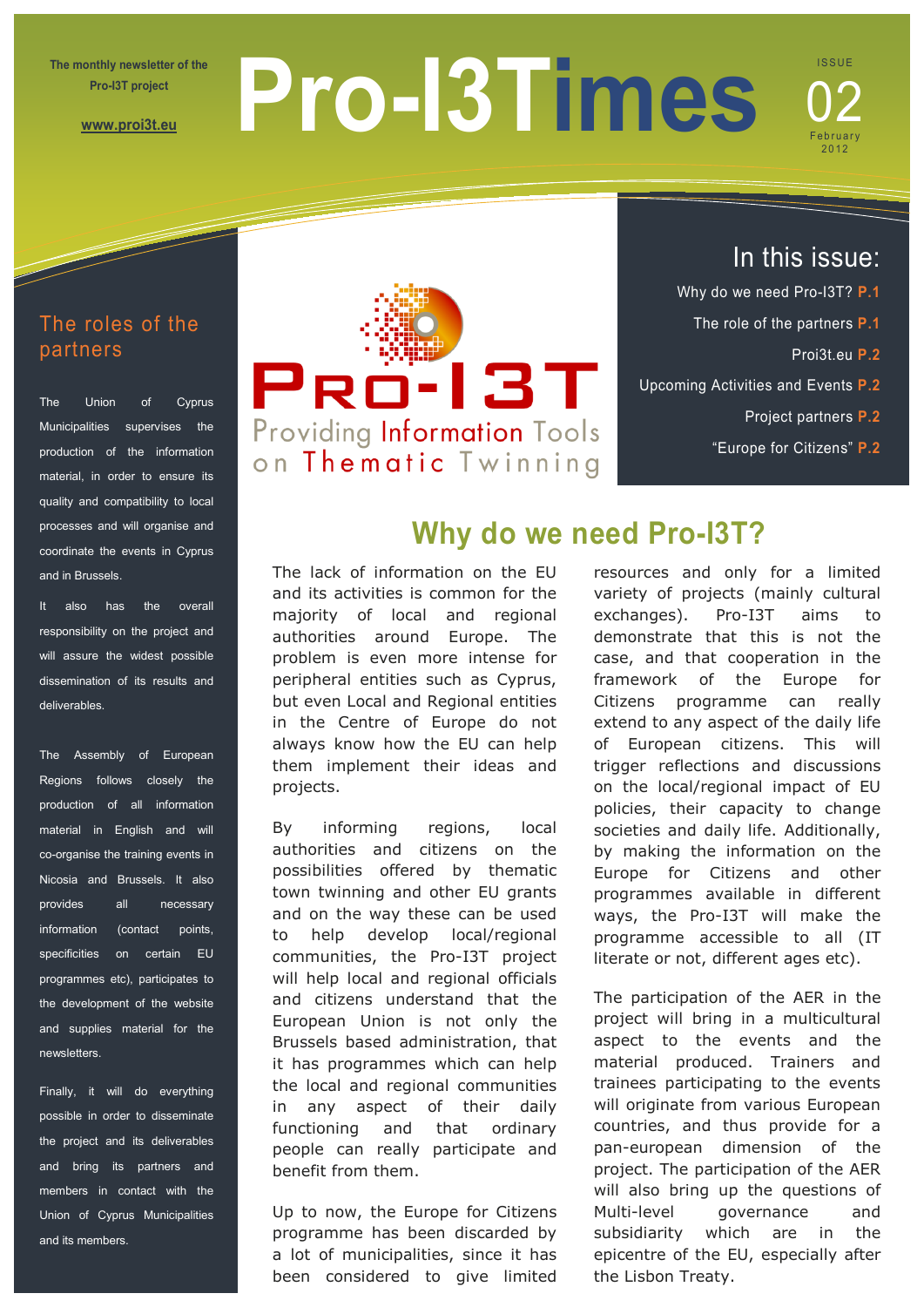The monthly newsletter of the Pro-I3T project

www.proi3t.eu

# Pro-I3Times

ISSUE 02
February 2012

PRO-I3T
Providing Information Tools on Thematic Twinning

## In this issue:

Why do we need Pro-I3T? P.1

The role of the partners P.1

Proi3t.eu P.2

Upcoming Activities and Events P.2

Project partners P.2

"Europe for Citizens" P.2

## The roles of the partners

The Union of Cyprus Municipalities supervises the production of the information material, in order to ensure its quality and compatibility to local processes and will organise and coordinate the events in Cyprus and in Brussels.

It also has the overall responsibility on the project and will assure the widest possible dissemination of its results and deliverables.

The Assembly of European Regions follows closely the production of all information material in English and will co-organise the training events in Nicosia and Brussels. It also provides all necessary information (contact points, specificities on certain EU programmes etc), participates to the development of the website and supplies material for the newsletters.

Finally, it will do everything possible in order to disseminate the project and its deliverables and bring its partners and members in contact with the Union of Cyprus Municipalities and its members.

## Why do we need Pro-I3T?

The lack of information on the EU and its activities is common for the majority of local and regional authorities around Europe. The problem is even more intense for peripheral entities such as Cyprus, but even Local and Regional entities in the Centre of Europe do not always know how the EU can help them implement their ideas and projects.

By informing regions, local authorities and citizens on the possibilities offered by thematic town twinning and other EU grants and on the way these can be used to help develop local/regional communities, the Pro-I3T project will help local and regional officials and citizens understand that the European Union is not only the Brussels based administration, that it has programmes which can help the local and regional communities in any aspect of their daily functioning and that ordinary people can really participate and benefit from them.

Up to now, the Europe for Citizens programme has been discarded by a lot of municipalities, since it has been considered to give limited resources and only for a limited variety of projects (mainly cultural exchanges). Pro-I3T aims to demonstrate that this is not the case, and that cooperation in the framework of the Europe for Citizens programme can really extend to any aspect of the daily life of European citizens. This will trigger reflections and discussions on the local/regional impact of EU policies, their capacity to change societies and daily life. Additionally, by making the information on the Europe for Citizens and other programmes available in different ways, the Pro-I3T will make the programme accessible to all (IT literate or not, different ages etc).

The participation of the AER in the project will bring in a multicultural aspect to the events and the material produced. Trainers and trainees participating to the events will originate from various European countries, and thus provide for a pan-european dimension of the project. The participation of the AER will also bring up the questions of Multi-level governance and subsidiarity which are in the epicentre of the EU, especially after the Lisbon Treaty.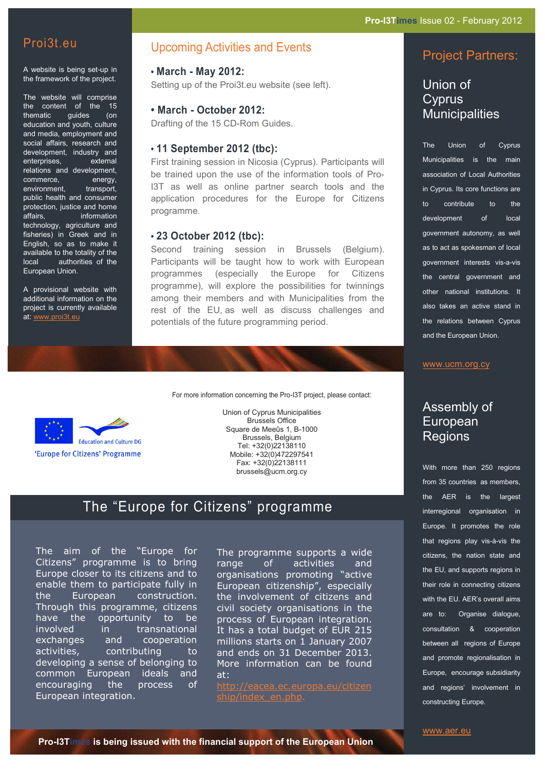## Proi3t.eu

A website is being set-up in the framework of the project.

The website will comprise the content of the 15 thematic guides (on education and youth, culture and media, employment and social affairs, research and development, industry and enterprises, external relations and development, commerce, energy, environment, transport, public health and consumer protection, justice and home affairs, information technology, agriculture and fisheries) in Greek and in English, so as to make it available to the totality of the local authorities of the European Union.

A provisional website with additional information on the project is currently available at: www.proi3t.eu

## Upcoming Activities and Events

### • March - May 2012:

Setting up of the Proi3t.eu website (see left).

### • March - October 2012:

Drafting of the 15 CD-Rom Guides.

### • 11 September 2012 (tbc):

First training session in Nicosia (Cyprus). Participants will be trained upon the use of the information tools of Pro-I3T as well as online partner search tools and the application procedures for the Europe for Citizens programme.

### • 23 October 2012 (tbc):

Second training session in Brussels (Belgium). Participants will be taught how to work with European programmes (especially the Europe for Citizens programme), will explore the possibilities for twinnings among their members and with Municipalities from the rest of the EU, as well as discuss challenges and potentials of the future programming period.

For more information concerning the Pro-I3T project, please contact:

Union of Cyprus Municipalities
Brussels Office
Square de Meeûs 1, B-1000
Brussels, Belgium
Tel: +32(0)22138110
Mobile: +32(0)472297541
Fax: +32(0)22138111
brussels@ucm.org.cy

Education and Culture DG

'Europe for Citizens' Programme

## The "Europe for Citizens" programme

The aim of the "Europe for Citizens" programme is to bring Europe closer to its citizens and to enable them to participate fully in the European construction. Through this programme, citizens have the opportunity to be involved in transnational exchanges and cooperation activities, contributing to developing a sense of belonging to common European ideals and encouraging the process of European integration.

The programme supports a wide range of activities and organisations promoting "active European citizenship", especially the involvement of citizens and civil society organisations in the process of European integration. It has a total budget of EUR 215 millions starts on 1 January 2007 and ends on 31 December 2013. More information can be found at: http://eacea.ec.europa.eu/citizenship/index_en.php.

## Project Partners:

### Union of Cyprus Municipalities

The Union of Cyprus Municipalities is the main association of Local Authorities in Cyprus. Its core functions are to contribute to the development of local government autonomy, as well as to act as spokesman of local government interests vis-a-vis the central government and other national institutions. It also takes an active stand in the relations between Cyprus and the European Union.

www.ucm.org.cy

### Assembly of European Regions

With more than 250 regions from 35 countries as members, the AER is the largest interregional organisation in Europe. It promotes the role that regions play vis-à-vis the citizens, the nation state and the EU, and supports regions in their role in connecting citizens with the EU. AER's overall aims are to: Organise dialogue, consultation & cooperation between all regions of Europe and promote regionalisation in Europe, encourage subsidiarity and regions' involvement in constructing Europe.

www.aer.eu

**Pro-I3Times is being issued with the financial support of the European Union**